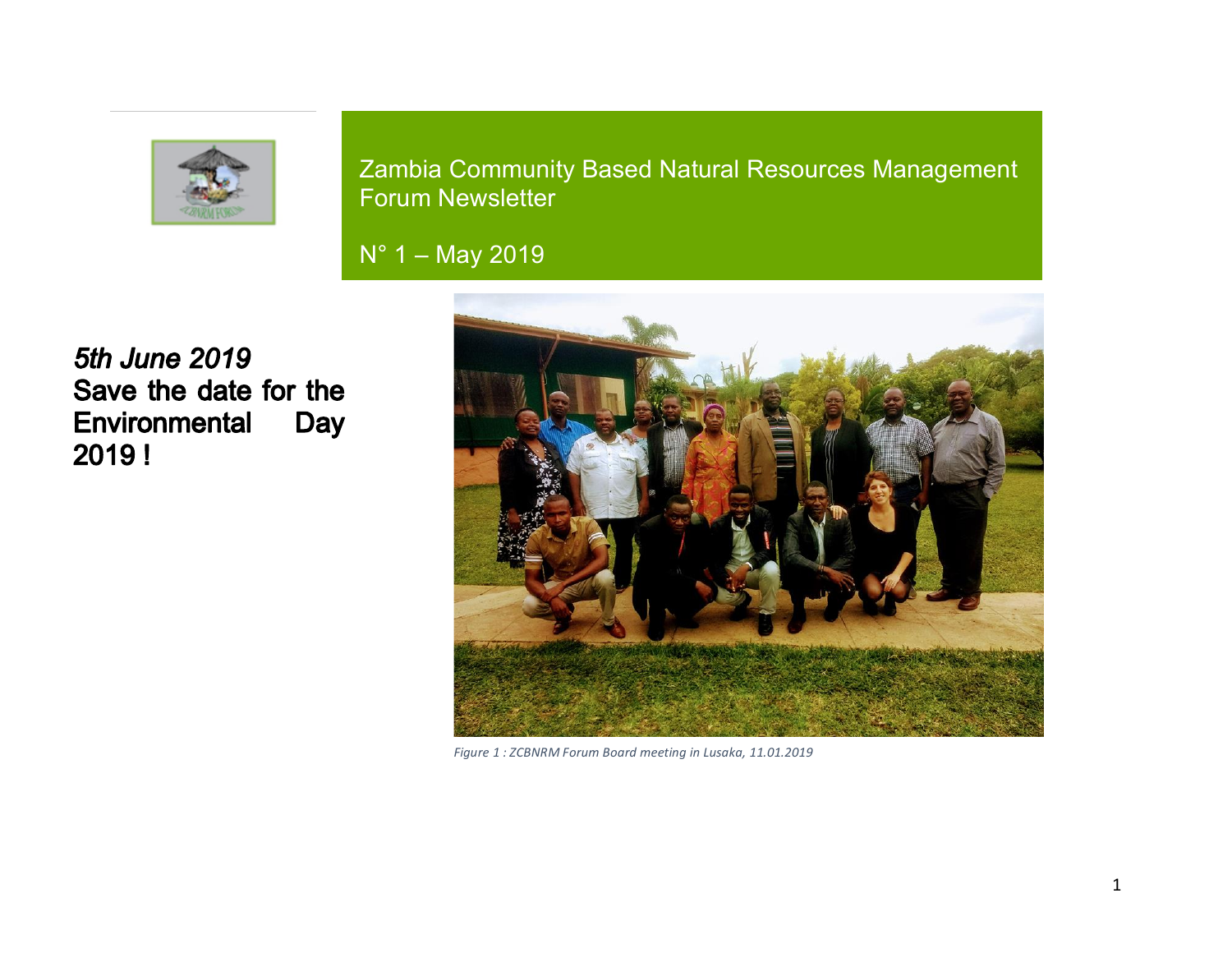# Zambia Community Based Natural Resources Management Forum Newsletter

N° 1 – May 2019

***5th June 2019***
**Save the date for the Environmental Day 2019 !**

*Figure 1 : ZCBNRM Forum Board meeting in Lusaka, 11.01.2019*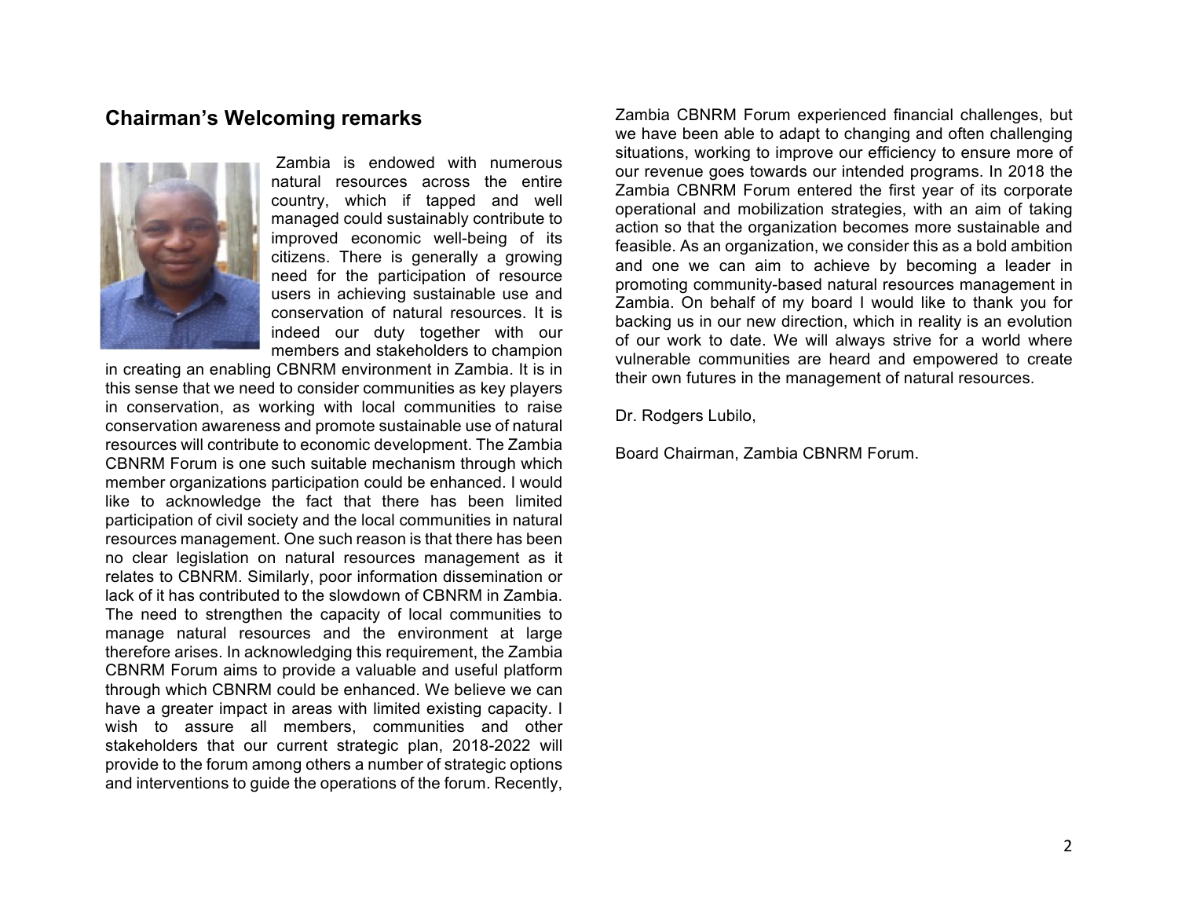## Chairman's Welcoming remarks

Zambia is endowed with numerous natural resources across the entire country, which if tapped and well managed could sustainably contribute to improved economic well-being of its citizens. There is generally a growing need for the participation of resource users in achieving sustainable use and conservation of natural resources. It is indeed our duty together with our members and stakeholders to champion in creating an enabling CBNRM environment in Zambia. It is in this sense that we need to consider communities as key players in conservation, as working with local communities to raise conservation awareness and promote sustainable use of natural resources will contribute to economic development. The Zambia CBNRM Forum is one such suitable mechanism through which member organizations participation could be enhanced. I would like to acknowledge the fact that there has been limited participation of civil society and the local communities in natural resources management. One such reason is that there has been no clear legislation on natural resources management as it relates to CBNRM. Similarly, poor information dissemination or lack of it has contributed to the slowdown of CBNRM in Zambia. The need to strengthen the capacity of local communities to manage natural resources and the environment at large therefore arises. In acknowledging this requirement, the Zambia CBNRM Forum aims to provide a valuable and useful platform through which CBNRM could be enhanced. We believe we can have a greater impact in areas with limited existing capacity. I wish to assure all members, communities and other stakeholders that our current strategic plan, 2018-2022 will provide to the forum among others a number of strategic options and interventions to guide the operations of the forum. Recently, Zambia CBNRM Forum experienced financial challenges, but we have been able to adapt to changing and often challenging situations, working to improve our efficiency to ensure more of our revenue goes towards our intended programs. In 2018 the Zambia CBNRM Forum entered the first year of its corporate operational and mobilization strategies, with an aim of taking action so that the organization becomes more sustainable and feasible. As an organization, we consider this as a bold ambition and one we can aim to achieve by becoming a leader in promoting community-based natural resources management in Zambia. On behalf of my board I would like to thank you for backing us in our new direction, which in reality is an evolution of our work to date. We will always strive for a world where vulnerable communities are heard and empowered to create their own futures in the management of natural resources.

Dr. Rodgers Lubilo,

Board Chairman, Zambia CBNRM Forum.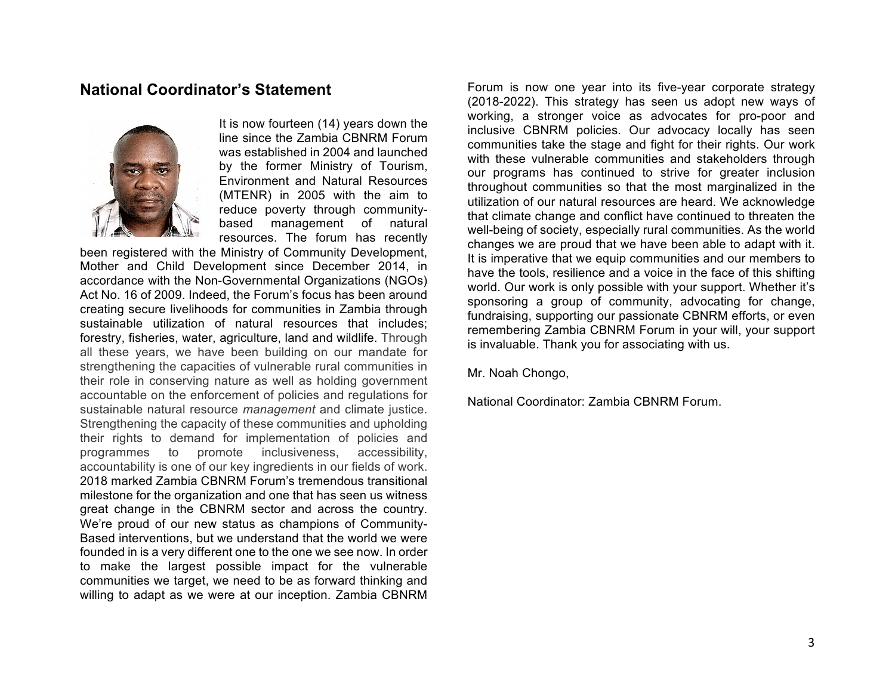## National Coordinator's Statement

It is now fourteen (14) years down the line since the Zambia CBNRM Forum was established in 2004 and launched by the former Ministry of Tourism, Environment and Natural Resources (MTENR) in 2005 with the aim to reduce poverty through community-based management of natural resources. The forum has recently been registered with the Ministry of Community Development, Mother and Child Development since December 2014, in accordance with the Non-Governmental Organizations (NGOs) Act No. 16 of 2009. Indeed, the Forum's focus has been around creating secure livelihoods for communities in Zambia through sustainable utilization of natural resources that includes; forestry, fisheries, water, agriculture, land and wildlife. Through all these years, we have been building on our mandate for strengthening the capacities of vulnerable rural communities in their role in conserving nature as well as holding government accountable on the enforcement of policies and regulations for sustainable natural resource *management* and climate justice. Strengthening the capacity of these communities and upholding their rights to demand for implementation of policies and programmes to promote inclusiveness, accessibility, accountability is one of our key ingredients in our fields of work. 2018 marked Zambia CBNRM Forum's tremendous transitional milestone for the organization and one that has seen us witness great change in the CBNRM sector and across the country. We're proud of our new status as champions of Community-Based interventions, but we understand that the world we were founded in is a very different one to the one we see now. In order to make the largest possible impact for the vulnerable communities we target, we need to be as forward thinking and willing to adapt as we were at our inception. Zambia CBNRM Forum is now one year into its five-year corporate strategy (2018-2022). This strategy has seen us adopt new ways of working, a stronger voice as advocates for pro-poor and inclusive CBNRM policies. Our advocacy locally has seen communities take the stage and fight for their rights. Our work with these vulnerable communities and stakeholders through our programs has continued to strive for greater inclusion throughout communities so that the most marginalized in the utilization of our natural resources are heard. We acknowledge that climate change and conflict have continued to threaten the well-being of society, especially rural communities. As the world changes we are proud that we have been able to adapt with it. It is imperative that we equip communities and our members to have the tools, resilience and a voice in the face of this shifting world. Our work is only possible with your support. Whether it's sponsoring a group of community, advocating for change, fundraising, supporting our passionate CBNRM efforts, or even remembering Zambia CBNRM Forum in your will, your support is invaluable. Thank you for associating with us.

Mr. Noah Chongo,

National Coordinator: Zambia CBNRM Forum.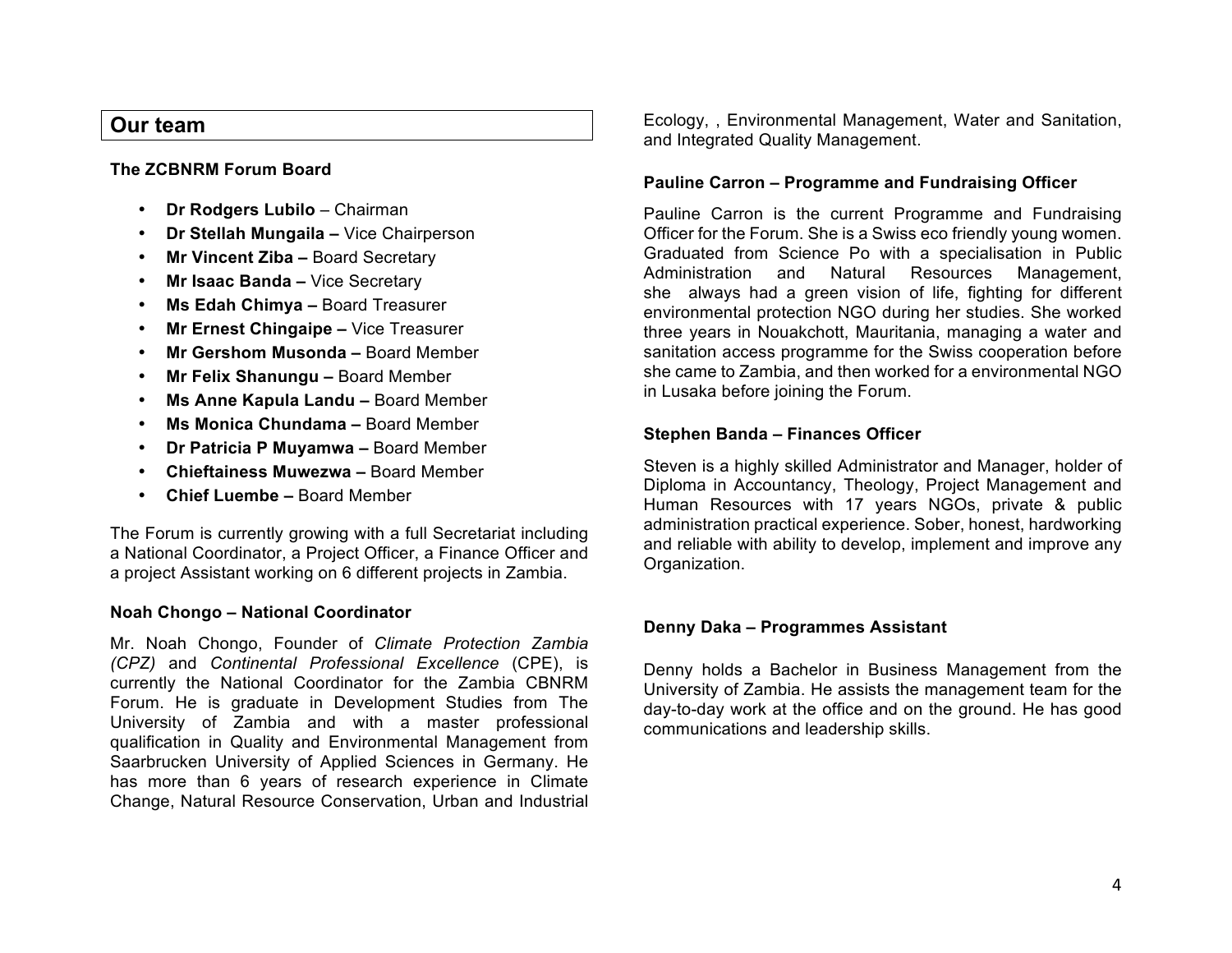## Our team

**The ZCBNRM Forum Board**

- **Dr Rodgers Lubilo** – Chairman
- **Dr Stellah Mungaila –** Vice Chairperson
- **Mr Vincent Ziba –** Board Secretary
- **Mr Isaac Banda –** Vice Secretary
- **Ms Edah Chimya –** Board Treasurer
- **Mr Ernest Chingaipe –** Vice Treasurer
- **Mr Gershom Musonda –** Board Member
- **Mr Felix Shanungu –** Board Member
- **Ms Anne Kapula Landu –** Board Member
- **Ms Monica Chundama –** Board Member
- **Dr Patricia P Muyamwa –** Board Member
- **Chieftainess Muwezwa –** Board Member
- **Chief Luembe –** Board Member

The Forum is currently growing with a full Secretariat including a National Coordinator, a Project Officer, a Finance Officer and a project Assistant working on 6 different projects in Zambia.

**Noah Chongo – National Coordinator**

Mr. Noah Chongo, Founder of *Climate Protection Zambia (CPZ)* and *Continental Professional Excellence* (CPE), is currently the National Coordinator for the Zambia CBNRM Forum. He is graduate in Development Studies from The University of Zambia and with a master professional qualification in Quality and Environmental Management from Saarbrucken University of Applied Sciences in Germany. He has more than 6 years of research experience in Climate Change, Natural Resource Conservation, Urban and Industrial Ecology, , Environmental Management, Water and Sanitation, and Integrated Quality Management.

**Pauline Carron – Programme and Fundraising Officer**

Pauline Carron is the current Programme and Fundraising Officer for the Forum. She is a Swiss eco friendly young women. Graduated from Science Po with a specialisation in Public Administration and Natural Resources Management, she always had a green vision of life, fighting for different environmental protection NGO during her studies. She worked three years in Nouakchott, Mauritania, managing a water and sanitation access programme for the Swiss cooperation before she came to Zambia, and then worked for a environmental NGO in Lusaka before joining the Forum.

**Stephen Banda – Finances Officer**

Steven is a highly skilled Administrator and Manager, holder of Diploma in Accountancy, Theology, Project Management and Human Resources with 17 years NGOs, private & public administration practical experience. Sober, honest, hardworking and reliable with ability to develop, implement and improve any Organization.

**Denny Daka – Programmes Assistant**

Denny holds a Bachelor in Business Management from the University of Zambia. He assists the management team for the day-to-day work at the office and on the ground. He has good communications and leadership skills.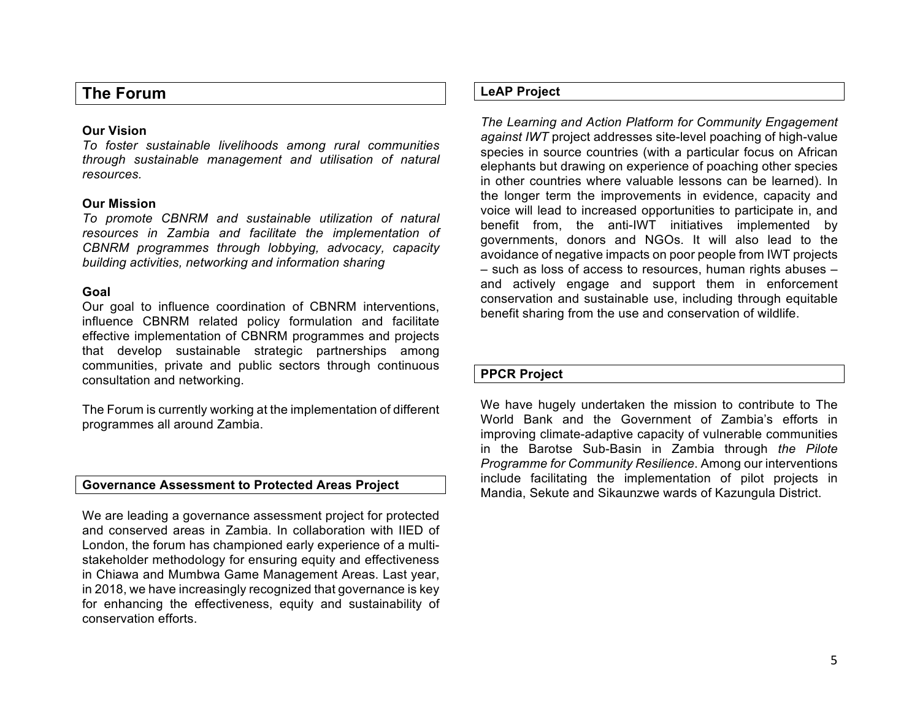## The Forum

**Our Vision**

*To foster sustainable livelihoods among rural communities through sustainable management and utilisation of natural resources.*

**Our Mission**

*To promote CBNRM and sustainable utilization of natural resources in Zambia and facilitate the implementation of CBNRM programmes through lobbying, advocacy, capacity building activities, networking and information sharing*

**Goal**

Our goal to influence coordination of CBNRM interventions, influence CBNRM related policy formulation and facilitate effective implementation of CBNRM programmes and projects that develop sustainable strategic partnerships among communities, private and public sectors through continuous consultation and networking.

The Forum is currently working at the implementation of different programmes all around Zambia.

### Governance Assessment to Protected Areas Project

We are leading a governance assessment project for protected and conserved areas in Zambia. In collaboration with IIED of London, the forum has championed early experience of a multi-stakeholder methodology for ensuring equity and effectiveness in Chiawa and Mumbwa Game Management Areas. Last year, in 2018, we have increasingly recognized that governance is key for enhancing the effectiveness, equity and sustainability of conservation efforts.

### LeAP Project

*The Learning and Action Platform for Community Engagement against IWT* project addresses site-level poaching of high-value species in source countries (with a particular focus on African elephants but drawing on experience of poaching other species in other countries where valuable lessons can be learned). In the longer term the improvements in evidence, capacity and voice will lead to increased opportunities to participate in, and benefit from, the anti-IWT initiatives implemented by governments, donors and NGOs. It will also lead to the avoidance of negative impacts on poor people from IWT projects – such as loss of access to resources, human rights abuses – and actively engage and support them in enforcement conservation and sustainable use, including through equitable benefit sharing from the use and conservation of wildlife.

### PPCR Project

We have hugely undertaken the mission to contribute to The World Bank and the Government of Zambia's efforts in improving climate-adaptive capacity of vulnerable communities in the Barotse Sub-Basin in Zambia through *the Pilote Programme for Community Resilience*. Among our interventions include facilitating the implementation of pilot projects in Mandia, Sekute and Sikaunzwe wards of Kazungula District.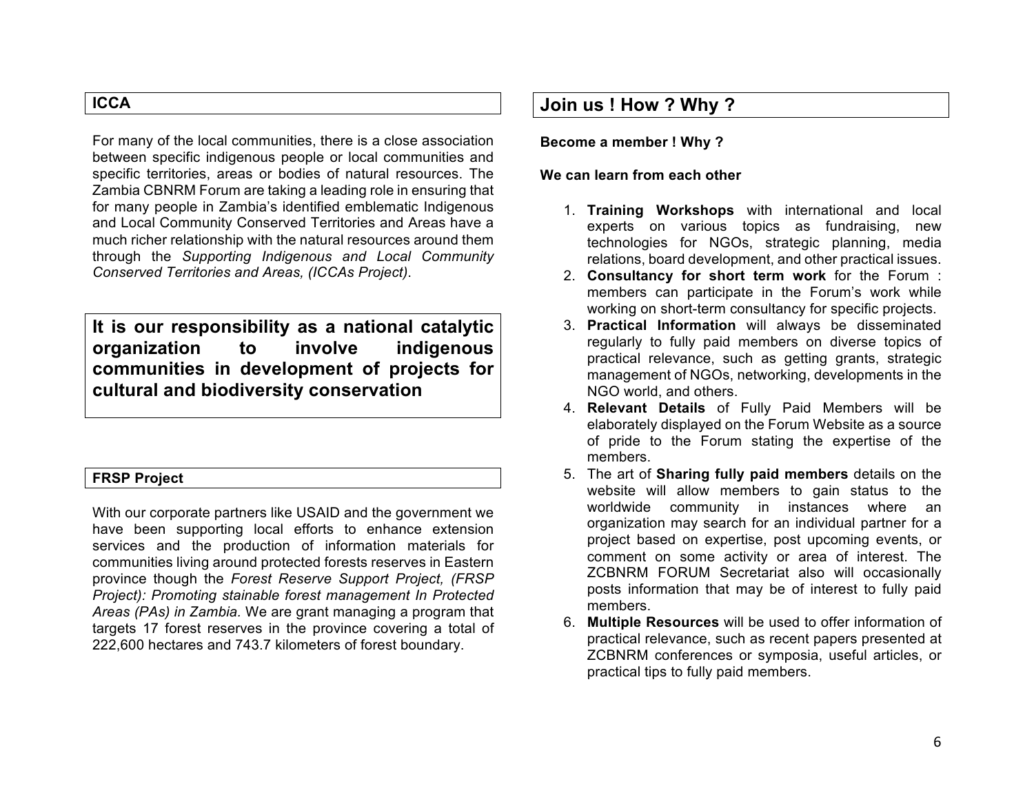## ICCA

For many of the local communities, there is a close association between specific indigenous people or local communities and specific territories, areas or bodies of natural resources. The Zambia CBNRM Forum are taking a leading role in ensuring that for many people in Zambia's identified emblematic Indigenous and Local Community Conserved Territories and Areas have a much richer relationship with the natural resources around them through the *Supporting Indigenous and Local Community Conserved Territories and Areas, (ICCAs Project)*.

**It is our responsibility as a national catalytic organization to involve indigenous communities in development of projects for cultural and biodiversity conservation**

## FRSP Project

With our corporate partners like USAID and the government we have been supporting local efforts to enhance extension services and the production of information materials for communities living around protected forests reserves in Eastern province though the *Forest Reserve Support Project, (FRSP Project): Promoting stainable forest management In Protected Areas (PAs) in Zambia*. We are grant managing a program that targets 17 forest reserves in the province covering a total of 222,600 hectares and 743.7 kilometers of forest boundary.

## Join us ! How ? Why ?

**Become a member ! Why ?**

**We can learn from each other**

1. **Training Workshops** with international and local experts on various topics as fundraising, new technologies for NGOs, strategic planning, media relations, board development, and other practical issues.
2. **Consultancy for short term work** for the Forum : members can participate in the Forum's work while working on short-term consultancy for specific projects.
3. **Practical Information** will always be disseminated regularly to fully paid members on diverse topics of practical relevance, such as getting grants, strategic management of NGOs, networking, developments in the NGO world, and others.
4. **Relevant Details** of Fully Paid Members will be elaborately displayed on the Forum Website as a source of pride to the Forum stating the expertise of the members.
5. The art of **Sharing fully paid members** details on the website will allow members to gain status to the worldwide community in instances where an organization may search for an individual partner for a project based on expertise, post upcoming events, or comment on some activity or area of interest. The ZCBNRM FORUM Secretariat also will occasionally posts information that may be of interest to fully paid members.
6. **Multiple Resources** will be used to offer information of practical relevance, such as recent papers presented at ZCBNRM conferences or symposia, useful articles, or practical tips to fully paid members.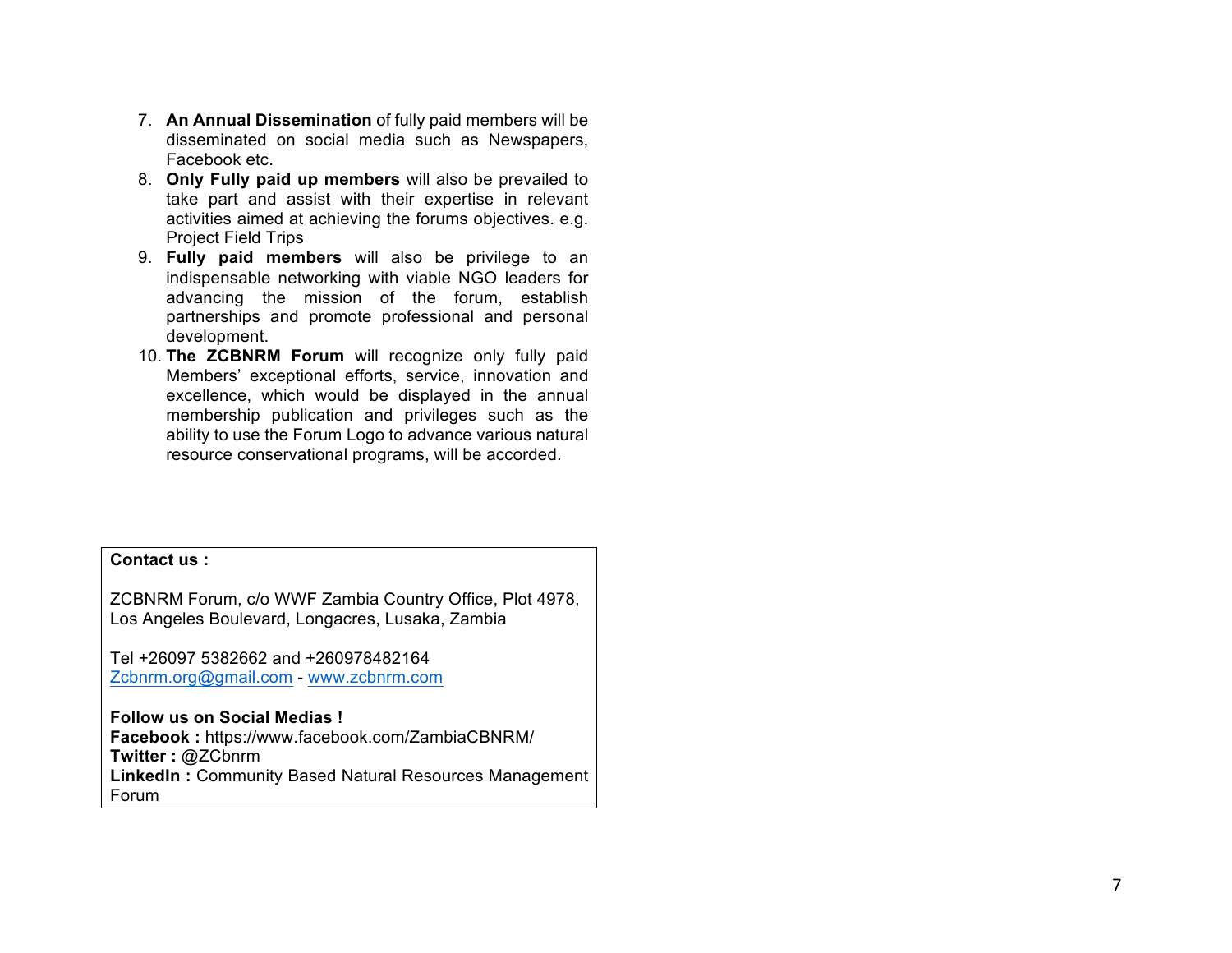7. **An Annual Dissemination** of fully paid members will be disseminated on social media such as Newspapers, Facebook etc.
8. **Only Fully paid up members** will also be prevailed to take part and assist with their expertise in relevant activities aimed at achieving the forums objectives. e.g. Project Field Trips
9. **Fully paid members** will also be privilege to an indispensable networking with viable NGO leaders for advancing the mission of the forum, establish partnerships and promote professional and personal development.
10. **The ZCBNRM Forum** will recognize only fully paid Members' exceptional efforts, service, innovation and excellence, which would be displayed in the annual membership publication and privileges such as the ability to use the Forum Logo to advance various natural resource conservational programs, will be accorded.

**Contact us :**

ZCBNRM Forum, c/o WWF Zambia Country Office, Plot 4978, Los Angeles Boulevard, Longacres, Lusaka, Zambia

Tel +26097 5382662 and +260978482164
Zcbnrm.org@gmail.com - www.zcbnrm.com

**Follow us on Social Medias !**
**Facebook :** https://www.facebook.com/ZambiaCBNRM/
**Twitter :** @ZCbnrm
**LinkedIn :** Community Based Natural Resources Management Forum